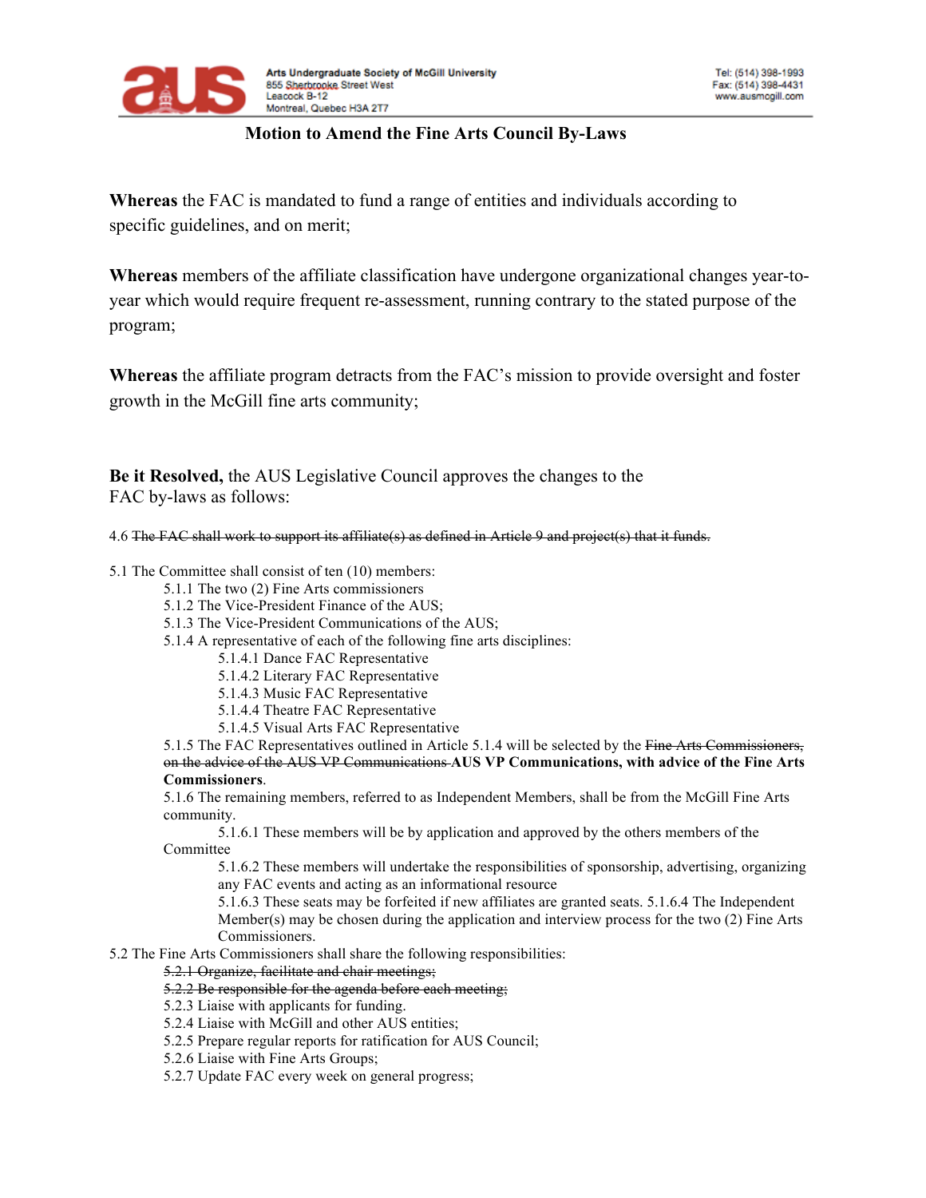Arts Undergraduate Society of McGill University
855 Sherbrooke Street West
Leacock B-12
Montreal, Quebec H3A 2T7

Tel: (514) 398-1993
Fax: (514) 398-4431
www.ausmcgill.com

## Motion to Amend the Fine Arts Council By-Laws

**Whereas** the FAC is mandated to fund a range of entities and individuals according to specific guidelines, and on merit;

**Whereas** members of the affiliate classification have undergone organizational changes year-to-year which would require frequent re-assessment, running contrary to the stated purpose of the program;

**Whereas** the affiliate program detracts from the FAC's mission to provide oversight and foster growth in the McGill fine arts community;

**Be it Resolved,** the AUS Legislative Council approves the changes to the FAC by-laws as follows:

4.6 ~~The FAC shall work to support its affiliate(s) as defined in Article 9 and project(s) that it funds.~~

5.1 The Committee shall consist of ten (10) members:
- 5.1.1 The two (2) Fine Arts commissioners
- 5.1.2 The Vice-President Finance of the AUS;
- 5.1.3 The Vice-President Communications of the AUS;
- 5.1.4 A representative of each of the following fine arts disciplines:
  - 5.1.4.1 Dance FAC Representative
  - 5.1.4.2 Literary FAC Representative
  - 5.1.4.3 Music FAC Representative
  - 5.1.4.4 Theatre FAC Representative
  - 5.1.4.5 Visual Arts FAC Representative
- 5.1.5 The FAC Representatives outlined in Article 5.1.4 will be selected by the ~~Fine Arts Commissioners, on the advice of the AUS VP Communications~~ **AUS VP Communications, with advice of the Fine Arts Commissioners**.
- 5.1.6 The remaining members, referred to as Independent Members, shall be from the McGill Fine Arts community.
  - 5.1.6.1 These members will be by application and approved by the others members of the Committee
  - 5.1.6.2 These members will undertake the responsibilities of sponsorship, advertising, organizing any FAC events and acting as an informational resource
  - 5.1.6.3 These seats may be forfeited if new affiliates are granted seats. 5.1.6.4 The Independent Member(s) may be chosen during the application and interview process for the two (2) Fine Arts Commissioners.

5.2 The Fine Arts Commissioners shall share the following responsibilities:
- ~~5.2.1 Organize, facilitate and chair meetings;~~
- ~~5.2.2 Be responsible for the agenda before each meeting;~~
- 5.2.3 Liaise with applicants for funding.
- 5.2.4 Liaise with McGill and other AUS entities;
- 5.2.5 Prepare regular reports for ratification for AUS Council;
- 5.2.6 Liaise with Fine Arts Groups;
- 5.2.7 Update FAC every week on general progress;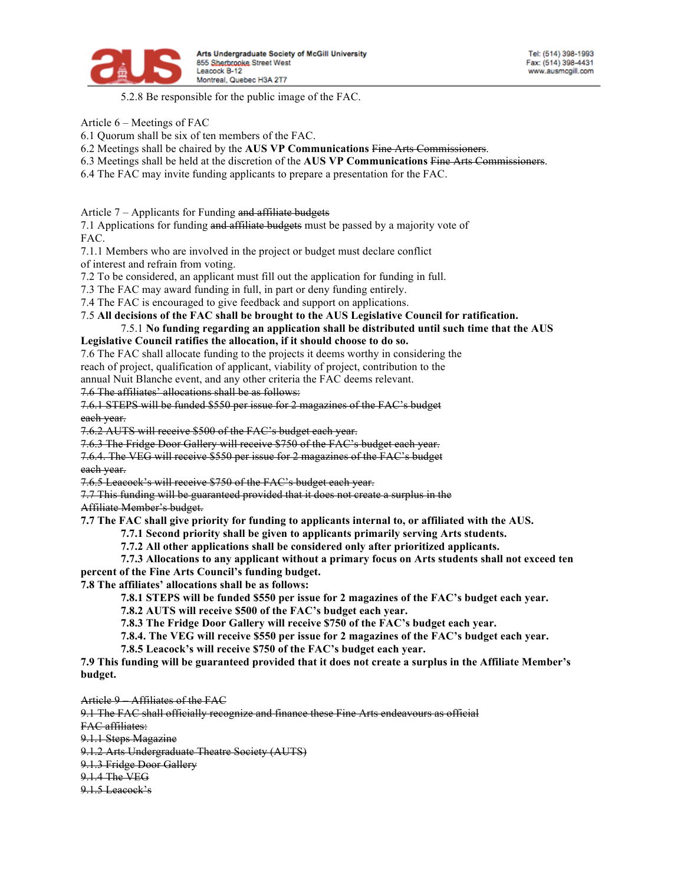5.2.8 Be responsible for the public image of the FAC.

Article 6 – Meetings of FAC
6.1 Quorum shall be six of ten members of the FAC.
6.2 Meetings shall be chaired by the **AUS VP Communications** ~~Fine Arts Commissioners~~.
6.3 Meetings shall be held at the discretion of the **AUS VP Communications** ~~Fine Arts Commissioners~~.
6.4 The FAC may invite funding applicants to prepare a presentation for the FAC.

Article 7 – Applicants for Funding ~~and affiliate budgets~~
7.1 Applications for funding ~~and affiliate budgets~~ must be passed by a majority vote of FAC.
7.1.1 Members who are involved in the project or budget must declare conflict of interest and refrain from voting.
7.2 To be considered, an applicant must fill out the application for funding in full.
7.3 The FAC may award funding in full, in part or deny funding entirely.
7.4 The FAC is encouraged to give feedback and support on applications.
7.5 **All decisions of the FAC shall be brought to the AUS Legislative Council for ratification.**

7.5.1 **No funding regarding an application shall be distributed until such time that the AUS Legislative Council ratifies the allocation, if it should choose to do so.**

7.6 The FAC shall allocate funding to the projects it deems worthy in considering the reach of project, qualification of applicant, viability of project, contribution to the annual Nuit Blanche event, and any other criteria the FAC deems relevant.
~~7.6 The affiliates' allocations shall be as follows:~~
~~7.6.1 STEPS will be funded $550 per issue for 2 magazines of the FAC's budget each year.~~
~~7.6.2 AUTS will receive $500 of the FAC's budget each year.~~
~~7.6.3 The Fridge Door Gallery will receive $750 of the FAC's budget each year.~~
~~7.6.4. The VEG will receive $550 per issue for 2 magazines of the FAC's budget each year.~~
~~7.6.5 Leacock's will receive $750 of the FAC's budget each year.~~
~~7.7 This funding will be guaranteed provided that it does not create a surplus in the Affiliate Member's budget.~~
**7.7 The FAC shall give priority for funding to applicants internal to, or affiliated with the AUS.**

**7.7.1 Second priority shall be given to applicants primarily serving Arts students.**

**7.7.2 All other applications shall be considered only after prioritized applicants.**

**7.7.3 Allocations to any applicant without a primary focus on Arts students shall not exceed ten percent of the Fine Arts Council's funding budget.**

**7.8 The affiliates' allocations shall be as follows:**

**7.8.1 STEPS will be funded $550 per issue for 2 magazines of the FAC's budget each year.**

**7.8.2 AUTS will receive $500 of the FAC's budget each year.**

**7.8.3 The Fridge Door Gallery will receive $750 of the FAC's budget each year.**

**7.8.4. The VEG will receive $550 per issue for 2 magazines of the FAC's budget each year.**

**7.8.5 Leacock's will receive $750 of the FAC's budget each year.**

**7.9 This funding will be guaranteed provided that it does not create a surplus in the Affiliate Member's budget.**

~~Article 9 – Affiliates of the FAC~~
~~9.1 The FAC shall officially recognize and finance these Fine Arts endeavours as official FAC affiliates:~~
~~9.1.1 Steps Magazine~~
~~9.1.2 Arts Undergraduate Theatre Society (AUTS)~~
~~9.1.3 Fridge Door Gallery~~
~~9.1.4 The VEG~~
~~9.1.5 Leacock's~~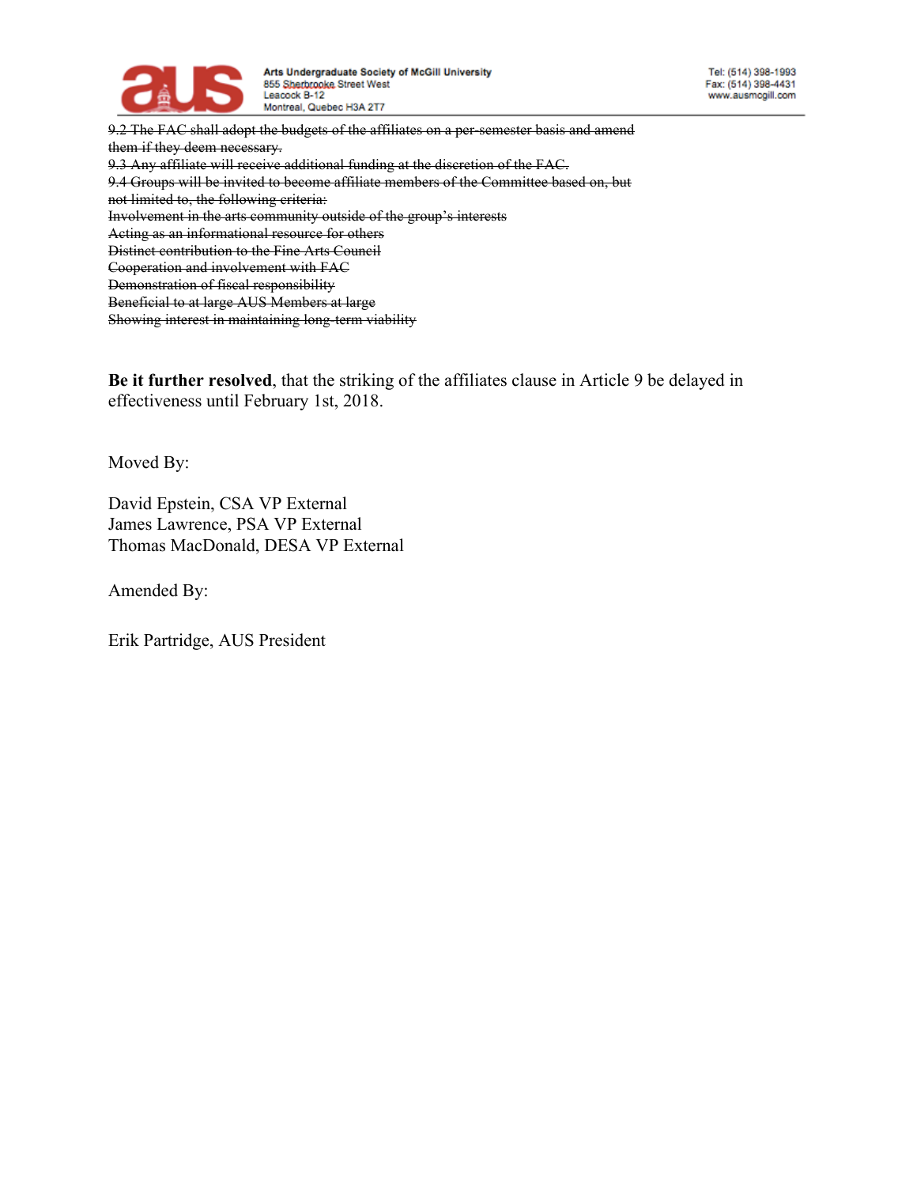~~9.2 The FAC shall adopt the budgets of the affiliates on a per-semester basis and amend them if they deem necessary.~~
~~9.3 Any affiliate will receive additional funding at the discretion of the FAC.~~
~~9.4 Groups will be invited to become affiliate members of the Committee based on, but not limited to, the following criteria:~~
~~Involvement in the arts community outside of the group's interests~~
~~Acting as an informational resource for others~~
~~Distinct contribution to the Fine Arts Council~~
~~Cooperation and involvement with FAC~~
~~Demonstration of fiscal responsibility~~
~~Beneficial to at large AUS Members at large~~
~~Showing interest in maintaining long-term viability~~

**Be it further resolved**, that the striking of the affiliates clause in Article 9 be delayed in effectiveness until February 1st, 2018.

Moved By:

David Epstein, CSA VP External
James Lawrence, PSA VP External
Thomas MacDonald, DESA VP External

Amended By:

Erik Partridge, AUS President